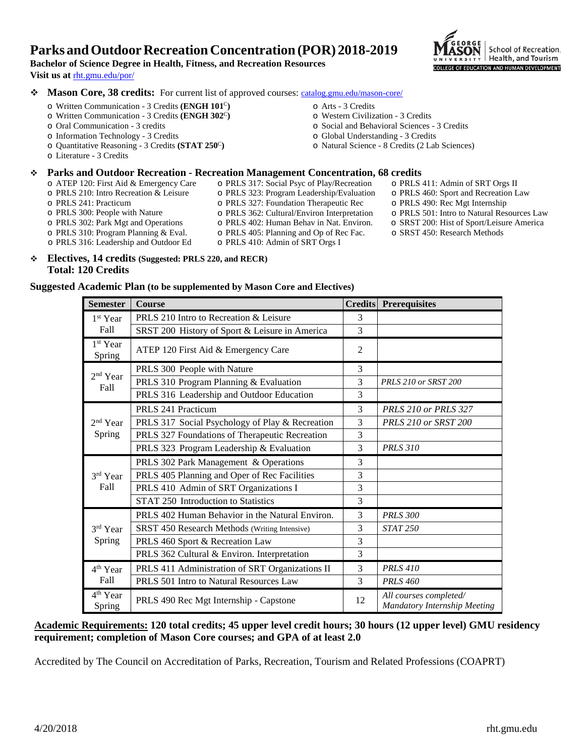# Parks and Outdoor Recreation Concentration (POR) 2018-2019

**Bachelor of Science Degree in Health, Fitness, and Recreation Resources**

**Visit us at** rht.gmu.edu/por/

George Mason University | School of Recreation, Health, and Tourism | College of Education and Human Development

## ❖ Mason Core, 38 credits: 

For current list of approved courses: catalog.gmu.edu/mason-core/

- Written Communication - 3 Credits **(ENGH 101[C])**
- Written Communication - 3 Credits **(ENGH 302[C])**
- Oral Communication - 3 credits
- Information Technology - 3 Credits
- Quantitative Reasoning - 3 Credits **(STAT 250[C])**
- Literature - 3 Credits
- Arts - 3 Credits
- Western Civilization - 3 Credits
- Social and Behavioral Sciences - 3 Credits
- Global Understanding - 3 Credits
- Natural Science - 8 Credits (2 Lab Sciences)

## ❖ Parks and Outdoor Recreation - Recreation Management Concentration, 68 credits

- ATEP 120: First Aid & Emergency Care
- PRLS 210: Intro Recreation & Leisure
- PRLS 241: Practicum
- PRLS 300: People with Nature
- PRLS 302: Park Mgt and Operations
- PRLS 310: Program Planning & Eval.
- PRLS 316: Leadership and Outdoor Ed
- PRLS 317: Social Psyc of Play/Recreation
- PRLS 323: Program Leadership/Evaluation
- PRLS 327: Foundation Therapeutic Rec
- PRLS 362: Cultural/Environ Interpretation
- PRLS 402: Human Behav in Nat. Environ.
- PRLS 405: Planning and Op of Rec Fac.
- PRLS 410: Admin of SRT Orgs I
- PRLS 411: Admin of SRT Orgs II
- PRLS 460: Sport and Recreation Law
- PRLS 490: Rec Mgt Internship
- PRLS 501: Intro to Natural Resources Law
- SRST 200: Hist of Sport/Leisure America
- SRST 450: Research Methods

## ❖ Electives, 14 credits (Suggested: PRLS 220, and RECR)

**Total: 120 Credits**

### Suggested Academic Plan (to be supplemented by Mason Core and Electives)

| Semester | Course | Credits | Prerequisites |
|---|---|---|---|
| 1st Year Fall | PRLS 210 Intro to Recreation & Leisure | 3 | |
| | SRST 200 History of Sport & Leisure in America | 3 | |
| 1st Year Spring | ATEP 120 First Aid & Emergency Care | 2 | |
| 2nd Year Fall | PRLS 300 People with Nature | 3 | |
| | PRLS 310 Program Planning & Evaluation | 3 | *PRLS 210 or SRST 200* |
| | PRLS 316 Leadership and Outdoor Education | 3 | |
| 2nd Year Spring | PRLS 241 Practicum | 3 | *PRLS 210 or PRLS 327* |
| | PRLS 317 Social Psychology of Play & Recreation | 3 | *PRLS 210 or SRST 200* |
| | PRLS 327 Foundations of Therapeutic Recreation | 3 | |
| | PRLS 323 Program Leadership & Evaluation | 3 | *PRLS 310* |
| 3rd Year Fall | PRLS 302 Park Management & Operations | 3 | |
| | PRLS 405 Planning and Oper of Rec Facilities | 3 | |
| | PRLS 410 Admin of SRT Organizations I | 3 | |
| | STAT 250 Introduction to Statistics | 3 | |
| 3rd Year Spring | PRLS 402 Human Behavior in the Natural Environ. | 3 | *PRLS 300* |
| | SRST 450 Research Methods (Writing Intensive) | 3 | *STAT 250* |
| | PRLS 460 Sport & Recreation Law | 3 | |
| | PRLS 362 Cultural & Environ. Interpretation | 3 | |
| 4th Year Fall | PRLS 411 Administration of SRT Organizations II | 3 | *PRLS 410* |
| | PRLS 501 Intro to Natural Resources Law | 3 | *PRLS 460* |
| 4th Year Spring | PRLS 490 Rec Mgt Internship - Capstone | 12 | *All courses completed/ Mandatory Internship Meeting* |

**Academic Requirements: 120 total credits; 45 upper level credit hours; 30 hours (12 upper level) GMU residency requirement; completion of Mason Core courses; and GPA of at least 2.0**

Accredited by The Council on Accreditation of Parks, Recreation, Tourism and Related Professions (COAPRT)

4/20/2018 rht.gmu.edu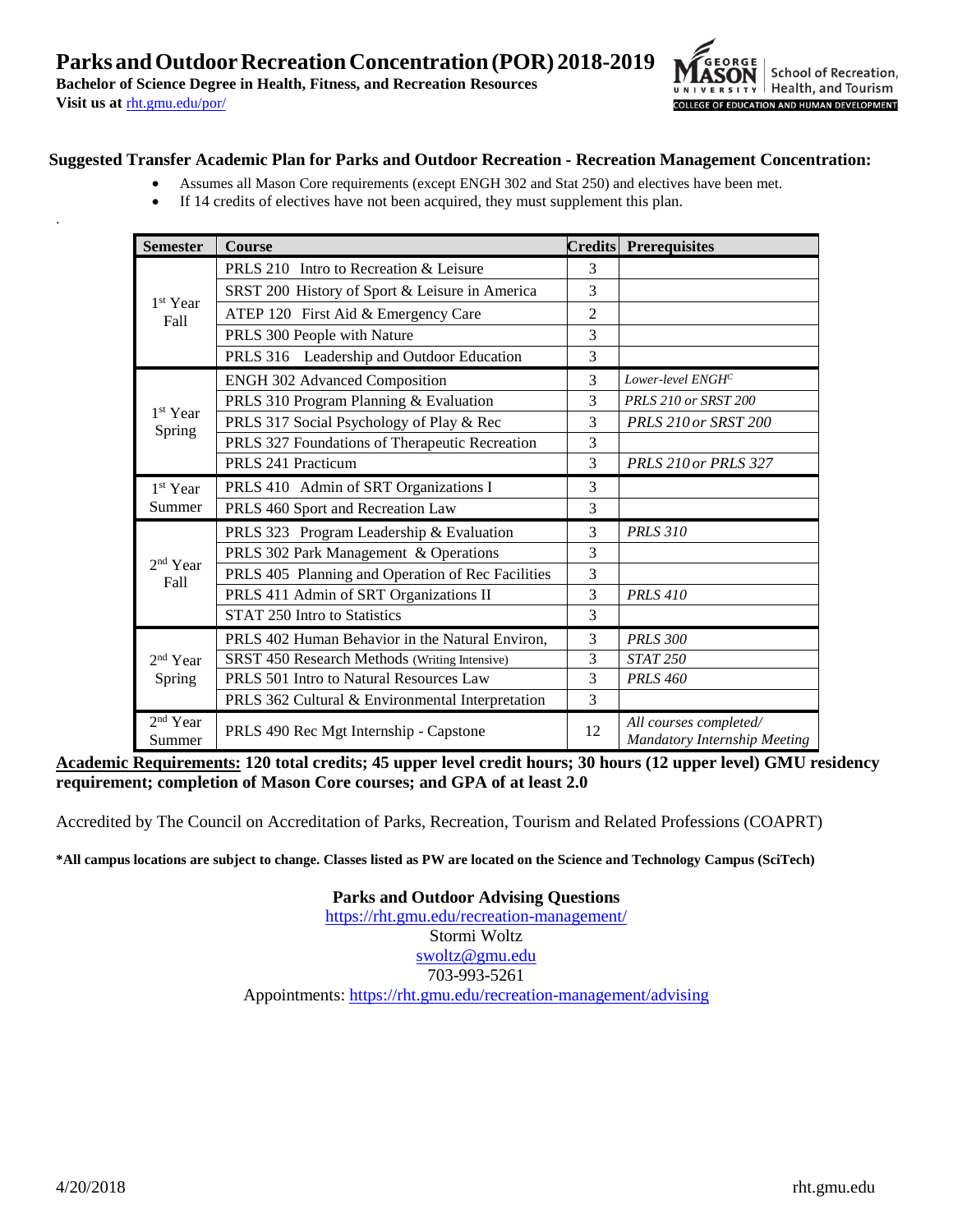# Parks and Outdoor Recreation Concentration (POR) 2018-2019

**Bachelor of Science Degree in Health, Fitness, and Recreation Resources**

**Visit us at** rht.gmu.edu/por/

School of Recreation, Health, and Tourism
COLLEGE OF EDUCATION AND HUMAN DEVELOPMENT

### Suggested Transfer Academic Plan for Parks and Outdoor Recreation - Recreation Management Concentration:

- Assumes all Mason Core requirements (except ENGH 302 and Stat 250) and electives have been met.
- If 14 credits of electives have not been acquired, they must supplement this plan.

| Semester | Course | Credits | Prerequisites |
|---|---|---|---|
| 1st Year Fall | PRLS 210 Intro to Recreation & Leisure | 3 | |
| | SRST 200 History of Sport & Leisure in America | 3 | |
| | ATEP 120 First Aid & Emergency Care | 2 | |
| | PRLS 300 People with Nature | 3 | |
| | PRLS 316 Leadership and Outdoor Education | 3 | |
| 1st Year Spring | ENGH 302 Advanced Composition | 3 | *Lower-level ENGH[C]* |
| | PRLS 310 Program Planning & Evaluation | 3 | *PRLS 210 or SRST 200* |
| | PRLS 317 Social Psychology of Play & Rec | 3 | *PRLS 210 or SRST 200* |
| | PRLS 327 Foundations of Therapeutic Recreation | 3 | |
| | PRLS 241 Practicum | 3 | *PRLS 210 or PRLS 327* |
| 1st Year Summer | PRLS 410 Admin of SRT Organizations I | 3 | |
| | PRLS 460 Sport and Recreation Law | 3 | |
| 2nd Year Fall | PRLS 323 Program Leadership & Evaluation | 3 | *PRLS 310* |
| | PRLS 302 Park Management & Operations | 3 | |
| | PRLS 405 Planning and Operation of Rec Facilities | 3 | |
| | PRLS 411 Admin of SRT Organizations II | 3 | *PRLS 410* |
| | STAT 250 Intro to Statistics | 3 | |
| 2nd Year Spring | PRLS 402 Human Behavior in the Natural Environ, | 3 | *PRLS 300* |
| | SRST 450 Research Methods (Writing Intensive) | 3 | *STAT 250* |
| | PRLS 501 Intro to Natural Resources Law | 3 | *PRLS 460* |
| | PRLS 362 Cultural & Environmental Interpretation | 3 | |
| 2nd Year Summer | PRLS 490 Rec Mgt Internship - Capstone | 12 | *All courses completed/ Mandatory Internship Meeting* |

**Academic Requirements: 120 total credits; 45 upper level credit hours; 30 hours (12 upper level) GMU residency requirement; completion of Mason Core courses; and GPA of at least 2.0**

Accredited by The Council on Accreditation of Parks, Recreation, Tourism and Related Professions (COAPRT)

**\*All campus locations are subject to change. Classes listed as PW are located on the Science and Technology Campus (SciTech)**

**Parks and Outdoor Advising Questions**

https://rht.gmu.edu/recreation-management/

Stormi Woltz

swoltz@gmu.edu

703-993-5261

Appointments: https://rht.gmu.edu/recreation-management/advising

4/20/2018

rht.gmu.edu